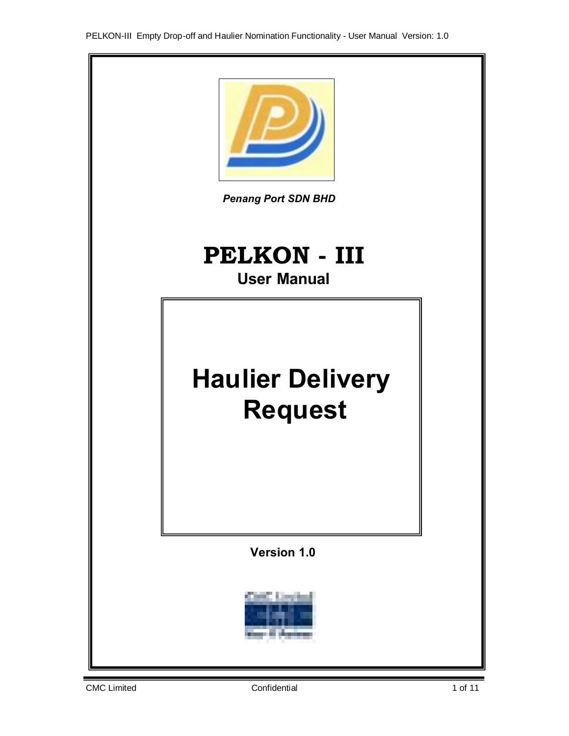*Penang Port SDN BHD*

# PELKON - III

## User Manual

# Haulier Delivery Request

**Version 1.0**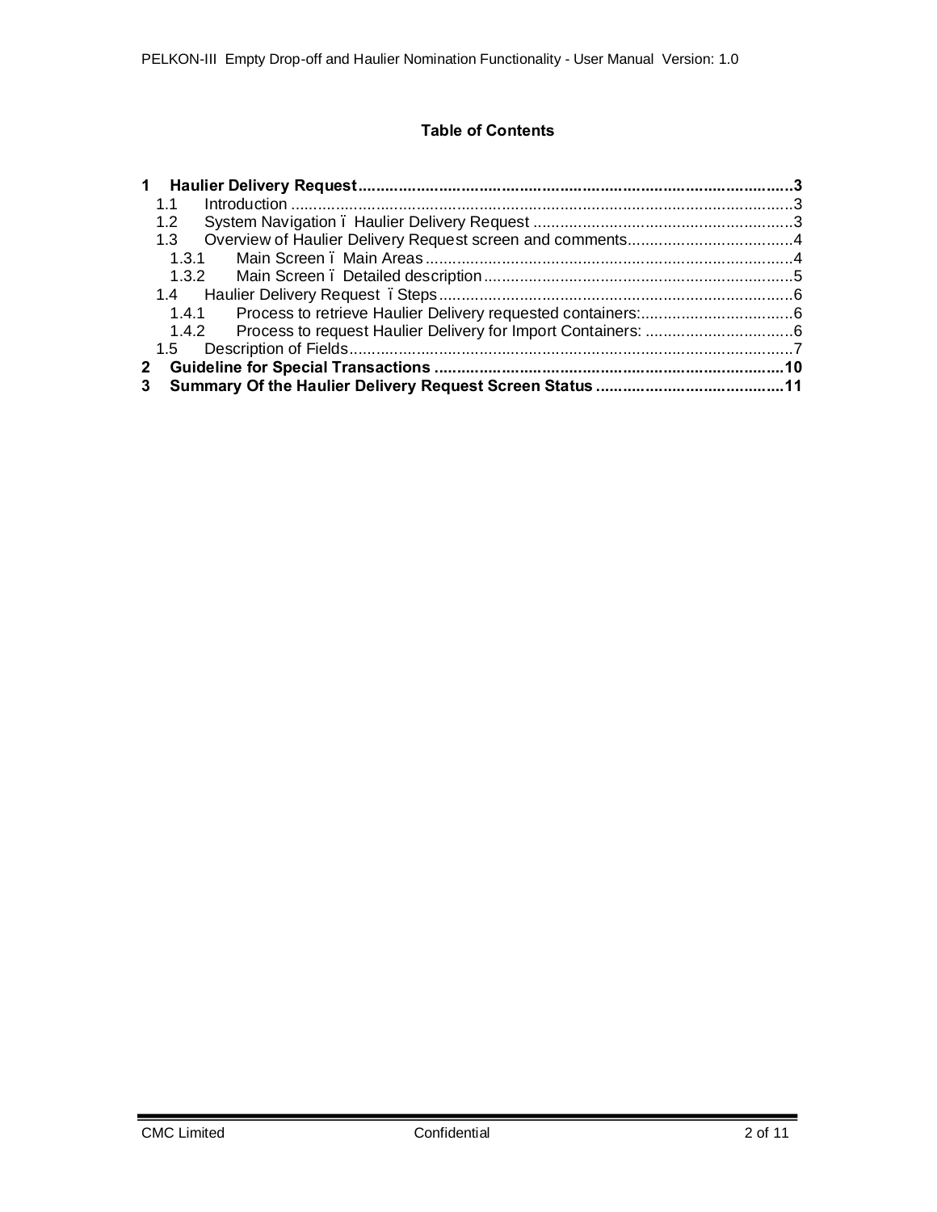**Table of Contents**

1 **Haulier Delivery Request** .......... 3
- 1.1 Introduction .......... 3
- 1.2 System Navigation – Haulier Delivery Request .......... 3
- 1.3 Overview of Haulier Delivery Request screen and comments .......... 4
  - 1.3.1 Main Screen – Main Areas .......... 4
  - 1.3.2 Main Screen – Detailed description .......... 5
- 1.4 Haulier Delivery Request – Steps .......... 6
  - 1.4.1 Process to retrieve Haulier Delivery requested containers: .......... 6
  - 1.4.2 Process to request Haulier Delivery for Import Containers: .......... 6
- 1.5 Description of Fields .......... 7

2 **Guideline for Special Transactions** .......... 10

3 **Summary Of the Haulier Delivery Request Screen Status** .......... 11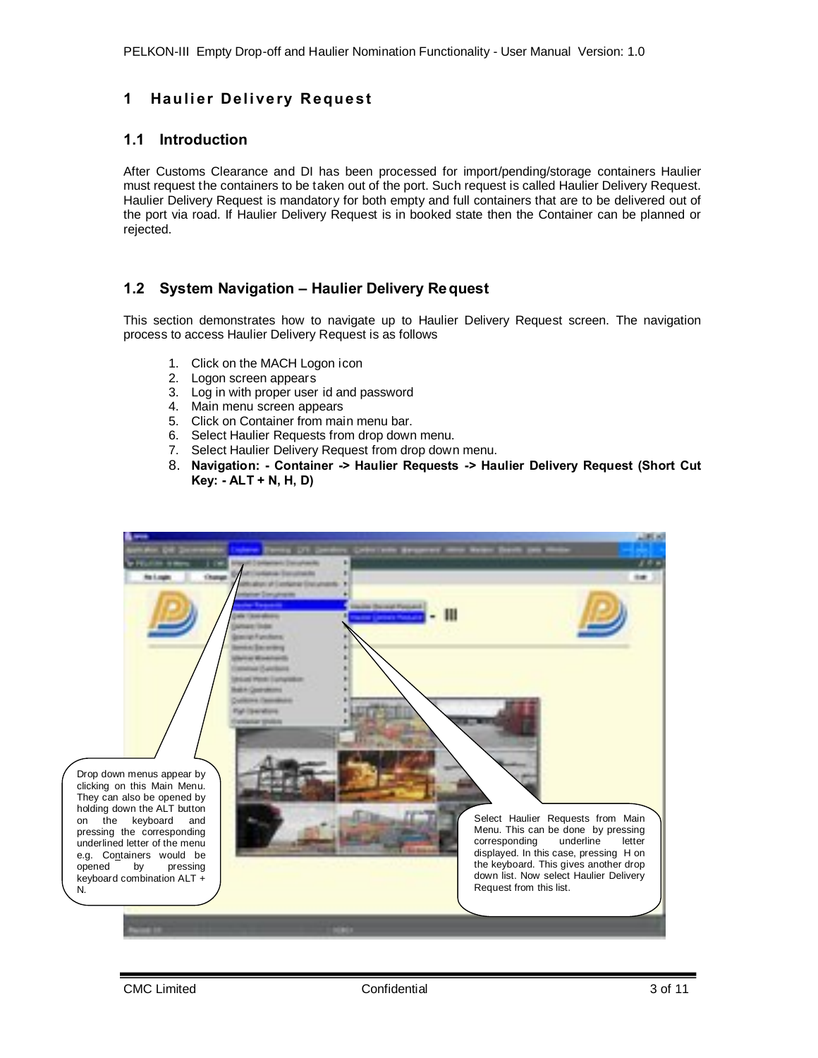# 1 Haulier Delivery Request

## 1.1 Introduction

After Customs Clearance and DI has been processed for import/pending/storage containers Haulier must request the containers to be taken out of the port. Such request is called Haulier Delivery Request. Haulier Delivery Request is mandatory for both empty and full containers that are to be delivered out of the port via road. If Haulier Delivery Request is in booked state then the Container can be planned or rejected.

## 1.2 System Navigation – Haulier Delivery Request

This section demonstrates how to navigate up to Haulier Delivery Request screen. The navigation process to access Haulier Delivery Request is as follows

1. Click on the MACH Logon icon
2. Logon screen appears
3. Log in with proper user id and password
4. Main menu screen appears
5. Click on Container from main menu bar.
6. Select Haulier Requests from drop down menu.
7. Select Haulier Delivery Request from drop down menu.
8. **Navigation: - Container -> Haulier Requests -> Haulier Delivery Request (Short Cut Key: - ALT + N, H, D)**

Drop down menus appear by clicking on this Main Menu. They can also be opened by holding down the ALT button on the keyboard and pressing the corresponding underlined letter of the menu e.g. Containers would be opened by pressing keyboard combination ALT + N.

Select Haulier Requests from Main Menu. This can be done by pressing corresponding underline letter displayed. In this case, pressing H on the keyboard. This gives another drop down list. Now select Haulier Delivery Request from this list.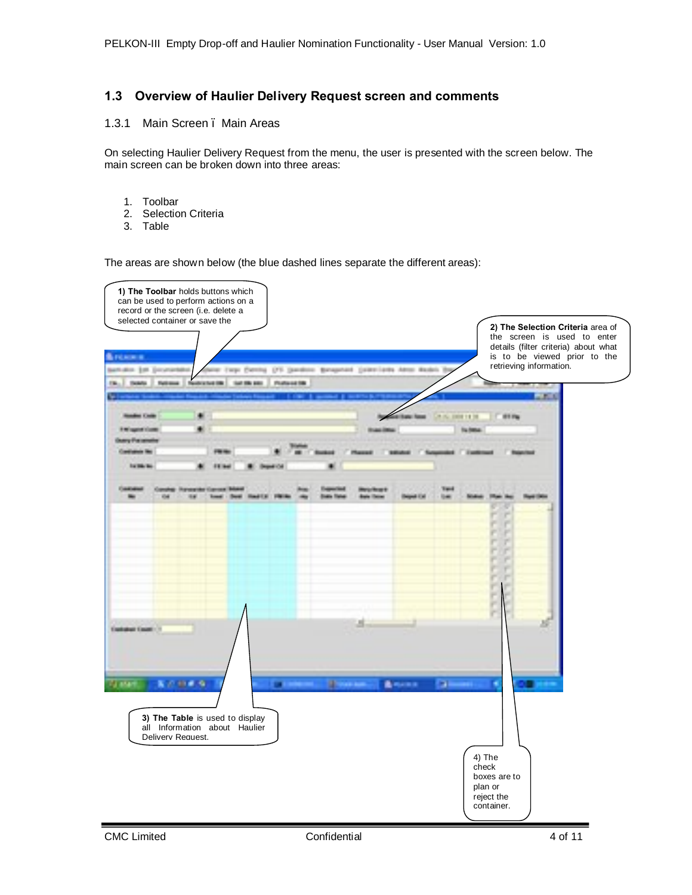## 1.3 Overview of Haulier Delivery Request screen and comments

### 1.3.1 Main Screen – Main Areas

On selecting Haulier Delivery Request from the menu, the user is presented with the screen below. The main screen can be broken down into three areas:

1. Toolbar
2. Selection Criteria
3. Table

The areas are shown below (the blue dashed lines separate the different areas):

**1) The Toolbar** holds buttons which can be used to perform actions on a record or the screen (i.e. delete a selected container or save the

**2) The Selection Criteria** area of the screen is used to enter details (filter criteria) about what is to be viewed prior to the retrieving information.

**3) The Table** is used to display all Information about Haulier Delivery Request.

4) The check boxes are to plan or reject the container.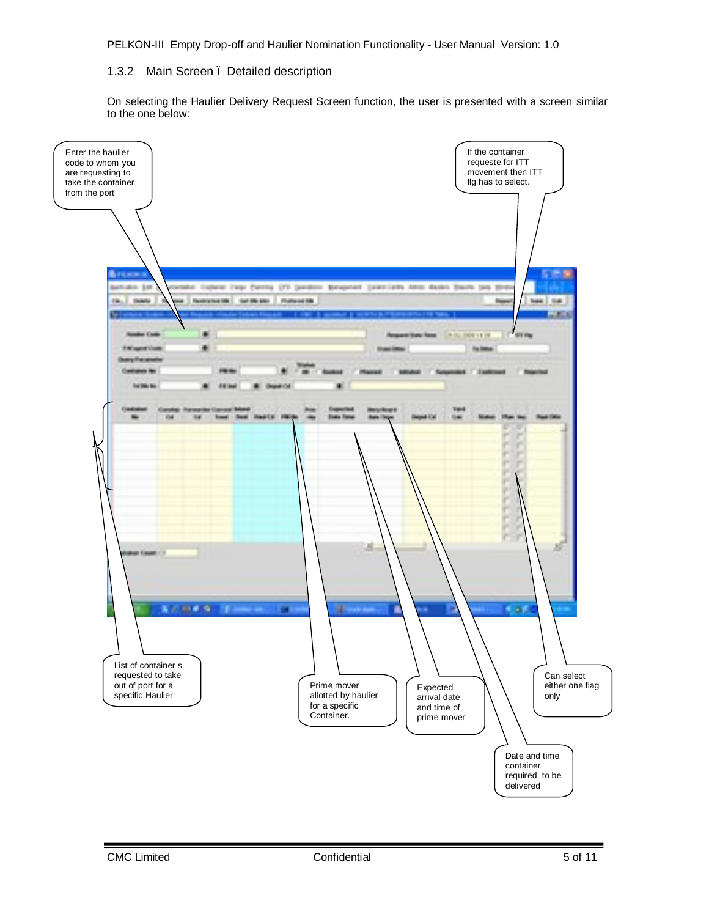## 1.3.2 Main Screen ï Detailed description

On selecting the Haulier Delivery Request Screen function, the user is presented with a screen similar to the one below:

Enter the haulier code to whom you are requesting to take the container from the port

If the container requeste for ITT movement then ITT flg has to select.

List of container s requested to take out of port for a specific Haulier

Prime mover allotted by haulier for a specific Container.

Expected arrival date and time of prime mover

Can select either one flag only

Date and time container required to be delivered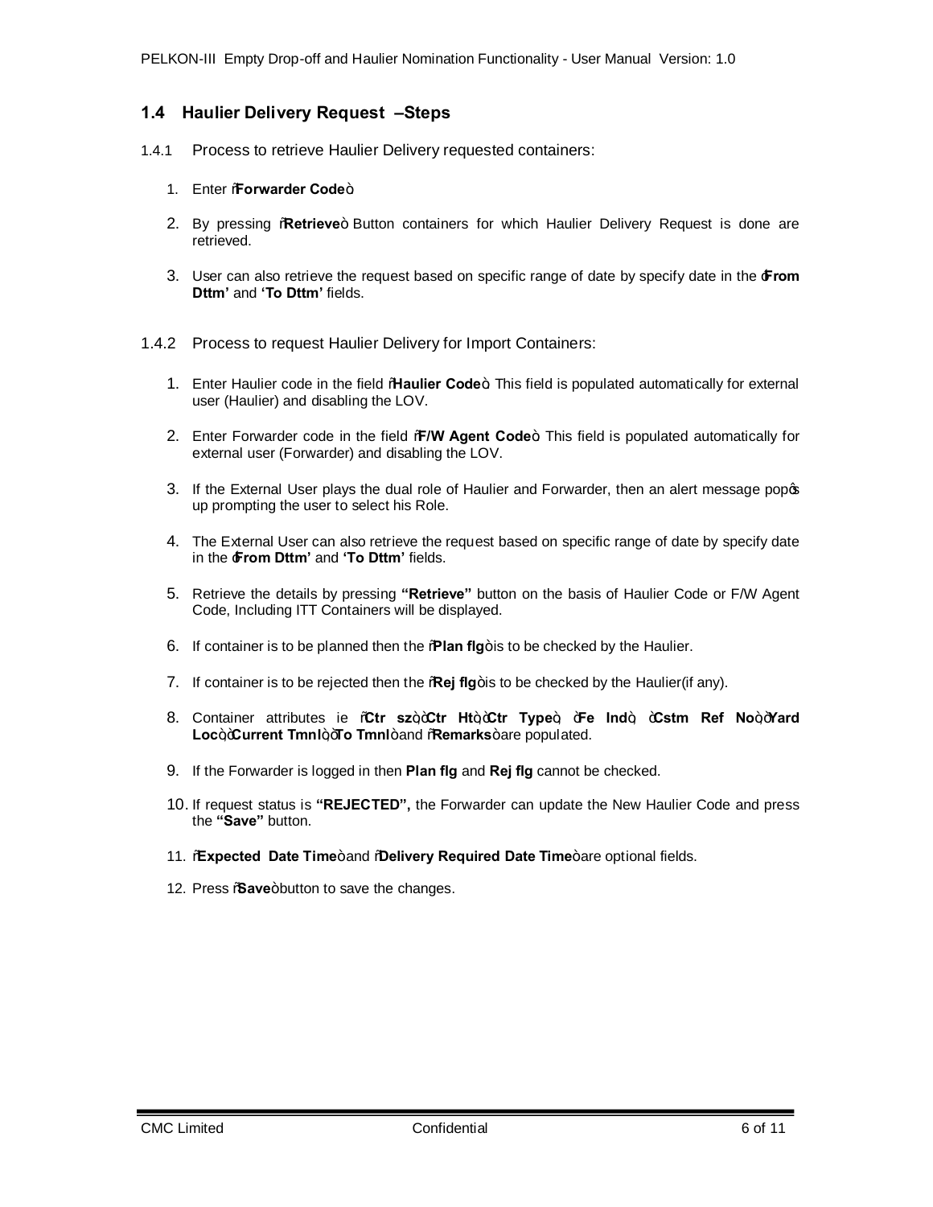## 1.4 Haulier Delivery Request –Steps

1.4.1 Process to retrieve Haulier Delivery requested containers:

1. Enter "**Forwarder Code**".
2. By pressing "**Retrieve**" Button containers for which Haulier Delivery Request is done are retrieved.
3. User can also retrieve the request based on specific range of date by specify date in the '**From Dttm'** and **'To Dttm'** fields.

1.4.2 Process to request Haulier Delivery for Import Containers:

1. Enter Haulier code in the field "**Haulier Code**". This field is populated automatically for external user (Haulier) and disabling the LOV.
2. Enter Forwarder code in the field "**F/W Agent Code**". This field is populated automatically for external user (Forwarder) and disabling the LOV.
3. If the External User plays the dual role of Haulier and Forwarder, then an alert message pop's up prompting the user to select his Role.
4. The External User can also retrieve the request based on specific range of date by specify date in the '**From Dttm'** and **'To Dttm'** fields.
5. Retrieve the details by pressing **"Retrieve"** button on the basis of Haulier Code or F/W Agent Code, Including ITT Containers will be displayed.
6. If container is to be planned then the "**Plan flg**" is to be checked by the Haulier.
7. If container is to be rejected then the "**Rej flg**" is to be checked by the Haulier(if any).
8. Container attributes ie "**Ctr sz**", "**Ctr Ht**", "**Ctr Type**", "**Fe Ind**", "**Cstm Ref No**", "**Yard Loc**", "**Current Tmnl**", "**To Tmnl**" and "**Remarks**" are populated.
9. If the Forwarder is logged in then **Plan flg** and **Rej flg** cannot be checked.
10. If request status is **"REJECTED",** the Forwarder can update the New Haulier Code and press the **"Save"** button.
11. "**Expected Date Time**" and "**Delivery Required Date Time**" are optional fields.
12. Press "**Save**" button to save the changes.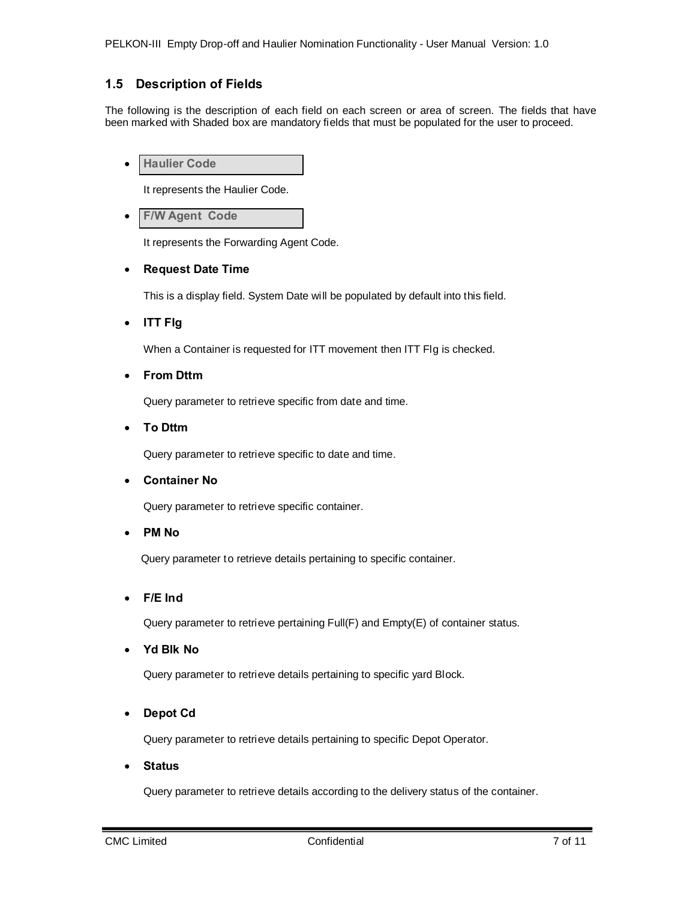## 1.5 Description of Fields

The following is the description of each field on each screen or area of screen. The fields that have been marked with Shaded box are mandatory fields that must be populated for the user to proceed.

- **Haulier Code**

  It represents the Haulier Code.

- **F/W Agent Code**

  It represents the Forwarding Agent Code.

- **Request Date Time**

  This is a display field. System Date will be populated by default into this field.

- **ITT Flg**

  When a Container is requested for ITT movement then ITT Flg is checked.

- **From Dttm**

  Query parameter to retrieve specific from date and time.

- **To Dttm**

  Query parameter to retrieve specific to date and time.

- **Container No**

  Query parameter to retrieve specific container.

- **PM No**

  Query parameter to retrieve details pertaining to specific container.

- **F/E Ind**

  Query parameter to retrieve pertaining Full(F) and Empty(E) of container status.

- **Yd Blk No**

  Query parameter to retrieve details pertaining to specific yard Block.

- **Depot Cd**

  Query parameter to retrieve details pertaining to specific Depot Operator.

- **Status**

  Query parameter to retrieve details according to the delivery status of the container.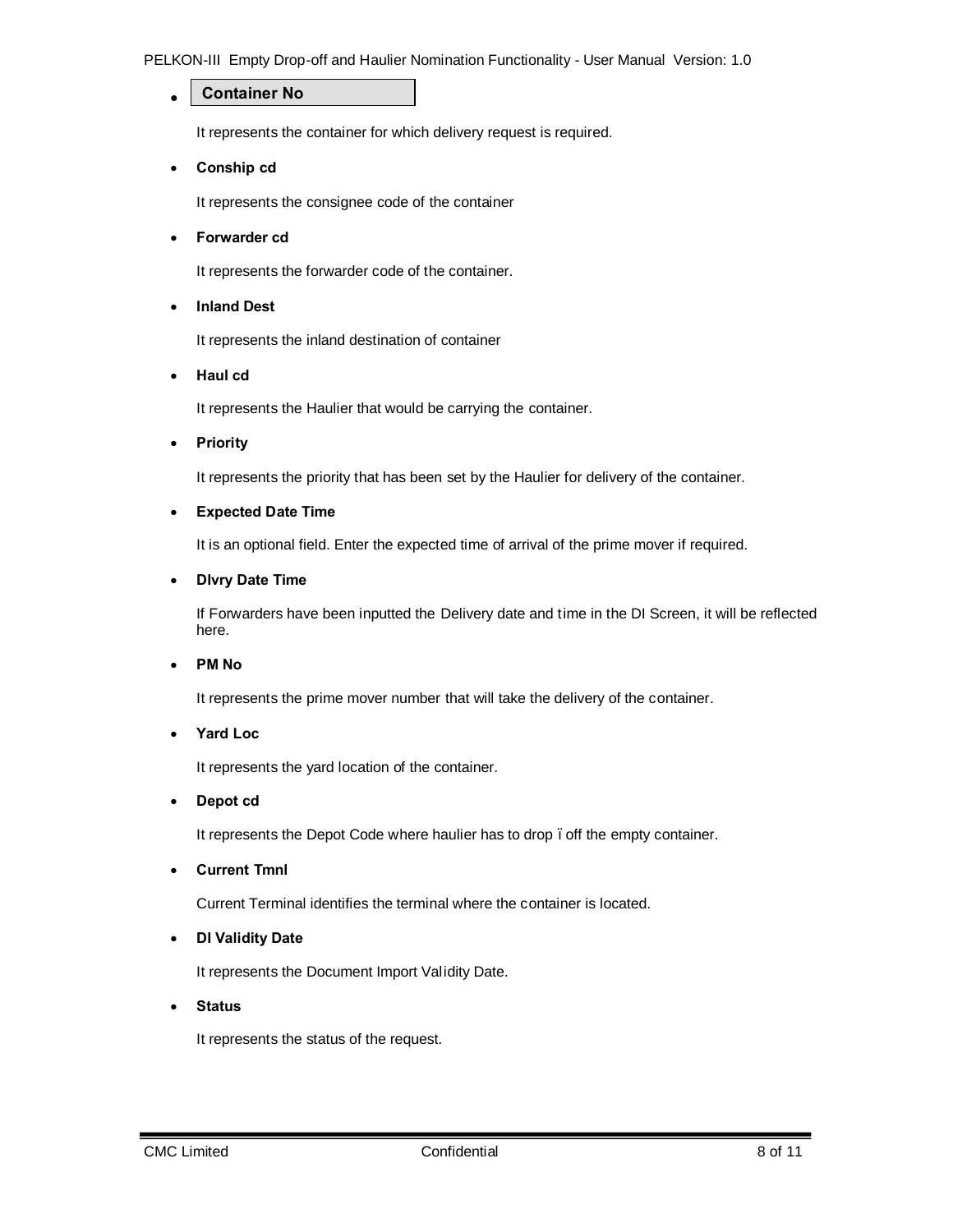- **Container No**

  It represents the container for which delivery request is required.

- **Conship cd**

  It represents the consignee code of the container

- **Forwarder cd**

  It represents the forwarder code of the container.

- **Inland Dest**

  It represents the inland destination of container

- **Haul cd**

  It represents the Haulier that would be carrying the container.

- **Priority**

  It represents the priority that has been set by the Haulier for delivery of the container.

- **Expected Date Time**

  It is an optional field. Enter the expected time of arrival of the prime mover if required.

- **Dlvry Date Time**

  If Forwarders have been inputted the Delivery date and time in the DI Screen, it will be reflected here.

- **PM No**

  It represents the prime mover number that will take the delivery of the container.

- **Yard Loc**

  It represents the yard location of the container.

- **Depot cd**

  It represents the Depot Code where haulier has to drop ïoff the empty container.

- **Current Tmnl**

  Current Terminal identifies the terminal where the container is located.

- **DI Validity Date**

  It represents the Document Import Validity Date.

- **Status**

  It represents the status of the request.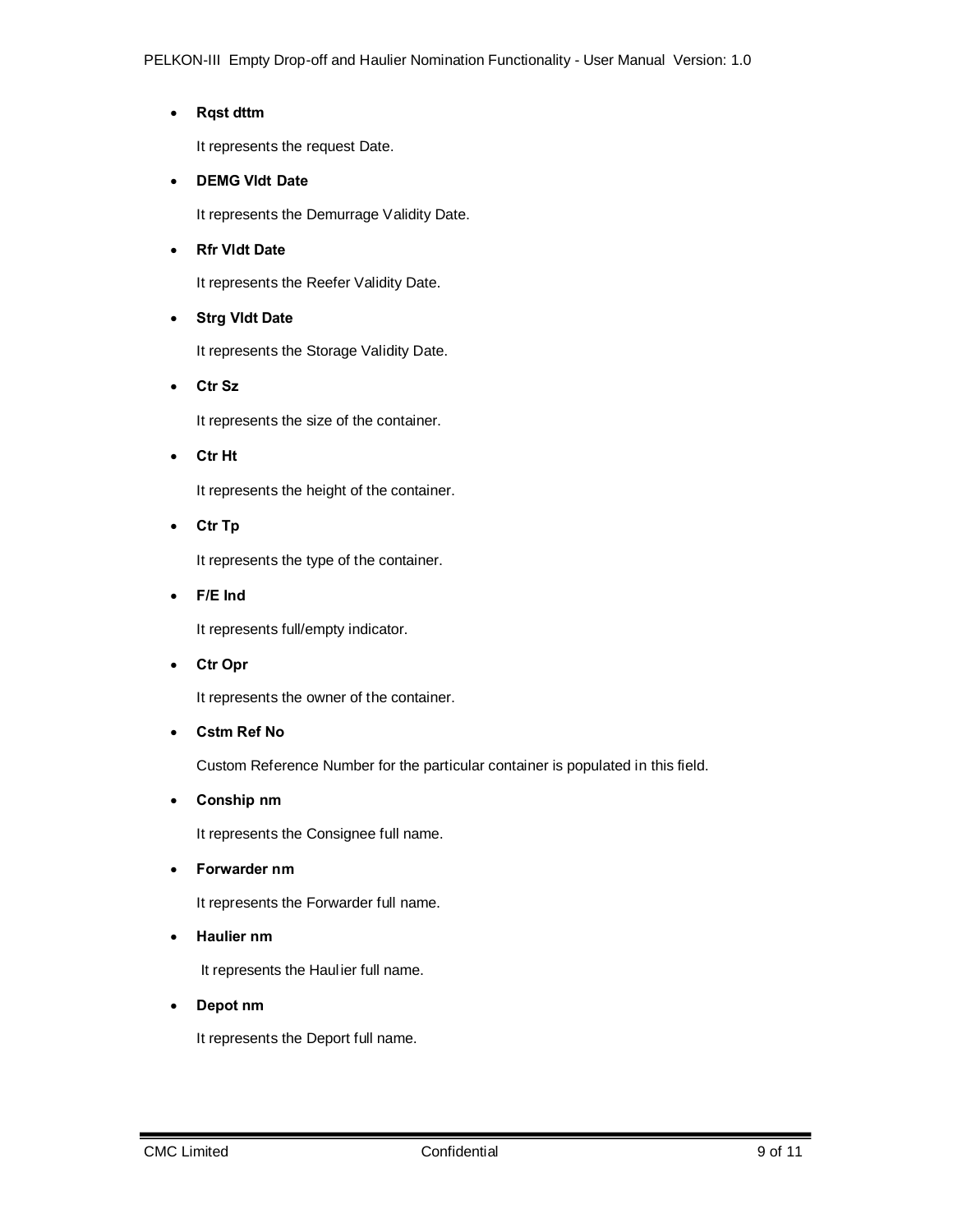- **Rqst dttm**

  It represents the request Date.

- **DEMG Vldt Date**

  It represents the Demurrage Validity Date.

- **Rfr Vldt Date**

  It represents the Reefer Validity Date.

- **Strg Vldt Date**

  It represents the Storage Validity Date.

- **Ctr Sz**

  It represents the size of the container.

- **Ctr Ht**

  It represents the height of the container.

- **Ctr Tp**

  It represents the type of the container.

- **F/E Ind**

  It represents full/empty indicator.

- **Ctr Opr**

  It represents the owner of the container.

- **Cstm Ref No**

  Custom Reference Number for the particular container is populated in this field.

- **Conship nm**

  It represents the Consignee full name.

- **Forwarder nm**

  It represents the Forwarder full name.

- **Haulier nm**

  It represents the Haulier full name.

- **Depot nm**

  It represents the Deport full name.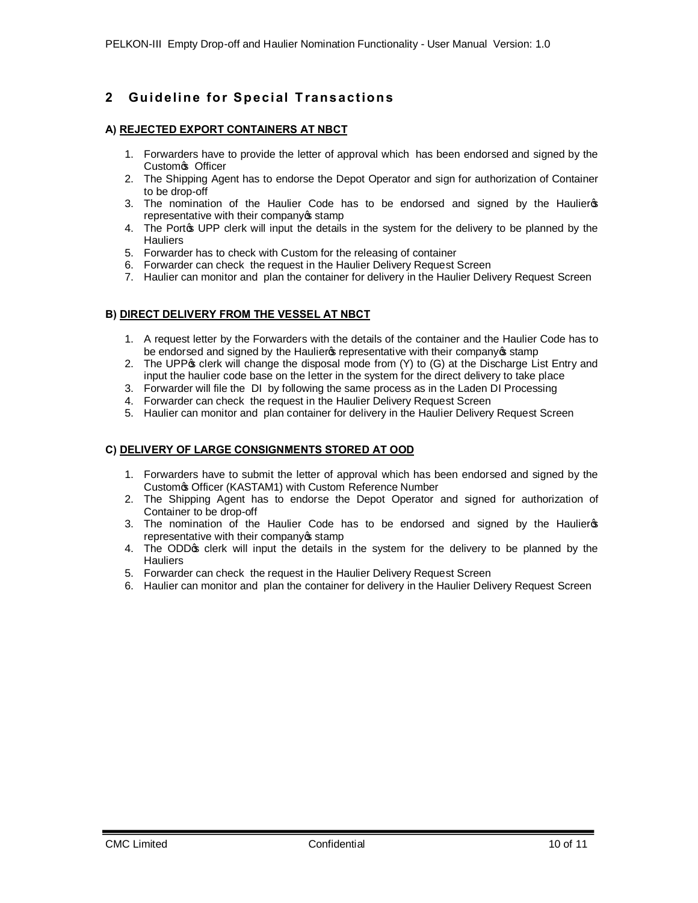## 2 Guideline for Special Transactions

**A) <u>REJECTED EXPORT CONTAINERS AT NBCT</u>**

1. Forwarders have to provide the letter of approval which has been endorsed and signed by the Custom's Officer
2. The Shipping Agent has to endorse the Depot Operator and sign for authorization of Container to be drop-off
3. The nomination of the Haulier Code has to be endorsed and signed by the Haulier's representative with their company's stamp
4. The Port's UPP clerk will input the details in the system for the delivery to be planned by the Hauliers
5. Forwarder has to check with Custom for the releasing of container
6. Forwarder can check the request in the Haulier Delivery Request Screen
7. Haulier can monitor and plan the container for delivery in the Haulier Delivery Request Screen

**B) <u>DIRECT DELIVERY FROM THE VESSEL AT NBCT</u>**

1. A request letter by the Forwarders with the details of the container and the Haulier Code has to be endorsed and signed by the Haulier's representative with their company's stamp
2. The UPP's clerk will change the disposal mode from (Y) to (G) at the Discharge List Entry and input the haulier code base on the letter in the system for the direct delivery to take place
3. Forwarder will file the DI by following the same process as in the Laden DI Processing
4. Forwarder can check the request in the Haulier Delivery Request Screen
5. Haulier can monitor and plan container for delivery in the Haulier Delivery Request Screen

**C) <u>DELIVERY OF LARGE CONSIGNMENTS STORED AT OOD</u>**

1. Forwarders have to submit the letter of approval which has been endorsed and signed by the Custom's Officer (KASTAM1) with Custom Reference Number
2. The Shipping Agent has to endorse the Depot Operator and signed for authorization of Container to be drop-off
3. The nomination of the Haulier Code has to be endorsed and signed by the Haulier's representative with their company's stamp
4. The ODD's clerk will input the details in the system for the delivery to be planned by the Hauliers
5. Forwarder can check the request in the Haulier Delivery Request Screen
6. Haulier can monitor and plan the container for delivery in the Haulier Delivery Request Screen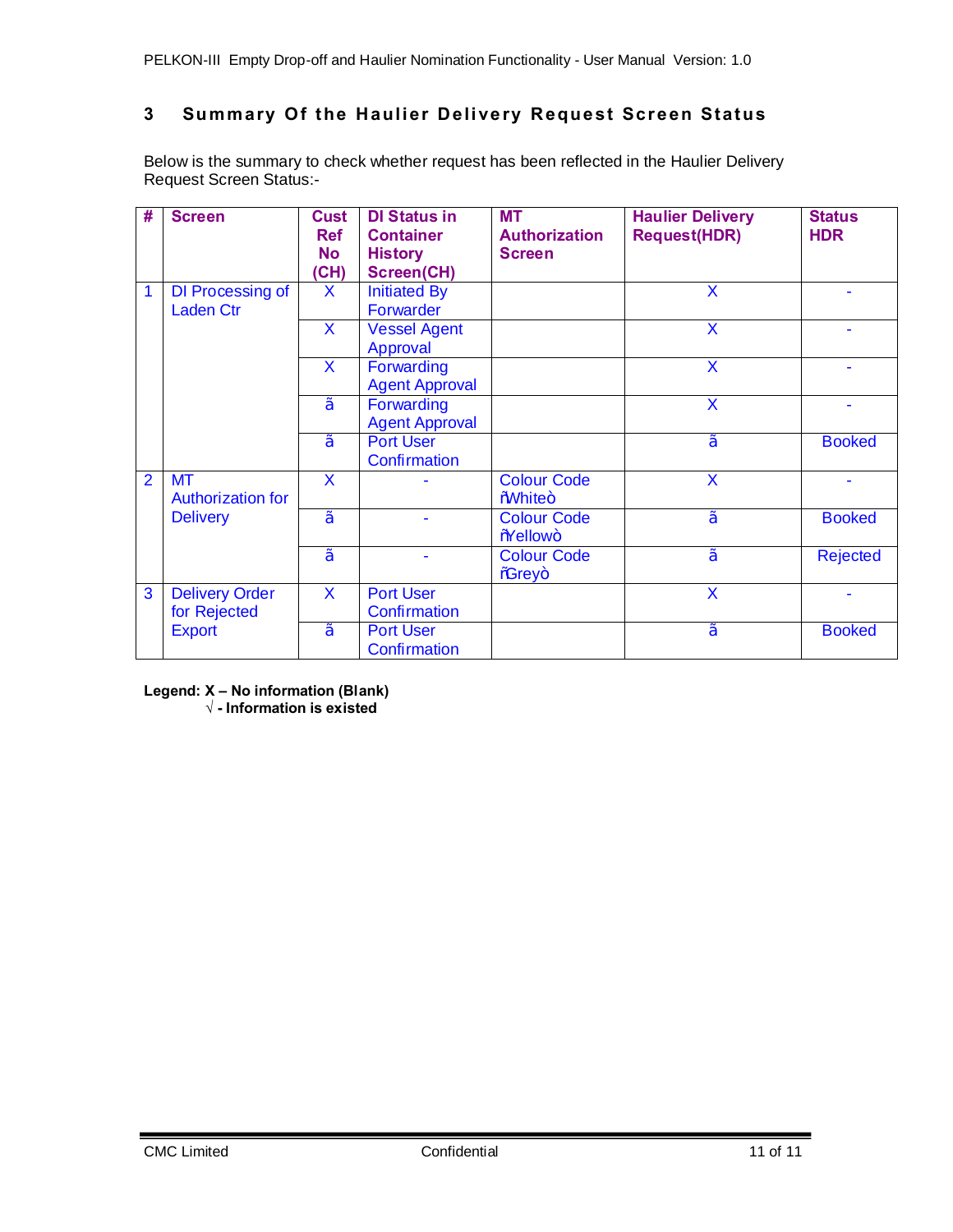## 3 Summary Of the Haulier Delivery Request Screen Status

Below is the summary to check whether request has been reflected in the Haulier Delivery Request Screen Status:-

| # | Screen | Cust Ref No (CH) | DI Status in Container History Screen(CH) | MT Authorization Screen | Haulier Delivery Request(HDR) | Status HDR |
|---|---|---|---|---|---|---|
| 1 | DI Processing of Laden Ctr | X | Initiated By Forwarder | | X | - |
| | | X | Vessel Agent Approval | | X | - |
| | | X | Forwarding Agent Approval | | X | - |
| | | ã | Forwarding Agent Approval | | X | - |
| | | ã | Port User Confirmation | | ã | Booked |
| 2 | MT Authorization for Delivery | X | - | Colour Code ñWhiteò | X | - |
| | | ã | - | Colour Code ñYellowò | ã | Booked |
| | | ã | - | Colour Code ñGreyò | ã | Rejected |
| 3 | Delivery Order for Rejected Export | X | Port User Confirmation | | X | - |
| | | ã | Port User Confirmation | | ã | Booked |

**Legend: X – No information (Blank)**
**√ - Information is existed**